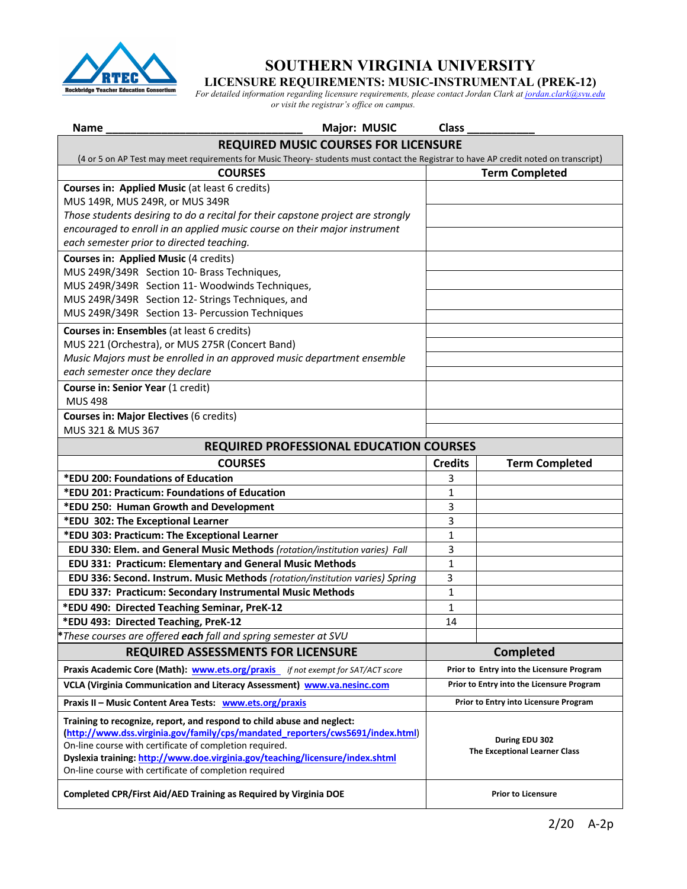# SOUTHERN VIRGINIA UNIVERSITY

## LICENSURE REQUIREMENTS: MUSIC-INSTRUMENTAL (PREK-12)

*For detailed information regarding licensure requirements, please contact Jordan Clark at jordan.clark@svu.edu or visit the registrar's office on campus.*

**Name** ______________________________ **Major: MUSIC** **Class** __________

| REQUIRED MUSIC COURSES FOR LICENSURE | |
|---|---|
| (4 or 5 on AP Test may meet requirements for Music Theory- students must contact the Registrar to have AP credit noted on transcript) | |
| **COURSES** | **Term Completed** |
| **Courses in: Applied Music** (at least 6 credits)<br>MUS 149R, MUS 249R, or MUS 349R<br>*Those students desiring to do a recital for their capstone project are strongly encouraged to enroll in an applied music course on their major instrument each semester prior to directed teaching.* | |
| **Courses in: Applied Music** (4 credits)<br>MUS 249R/349R Section 10- Brass Techniques,<br>MUS 249R/349R Section 11- Woodwinds Techniques,<br>MUS 249R/349R Section 12- Strings Techniques, and<br>MUS 249R/349R Section 13- Percussion Techniques | |
| **Courses in: Ensembles** (at least 6 credits)<br>MUS 221 (Orchestra), or MUS 275R (Concert Band)<br>*Music Majors must be enrolled in an approved music department ensemble each semester once they declare* | |
| **Course in: Senior Year** (1 credit)<br>MUS 498 | |
| **Courses in: Major Electives** (6 credits)<br>MUS 321 & MUS 367 | |

| REQUIRED PROFESSIONAL EDUCATION COURSES | | |
|---|---|---|
| **COURSES** | **Credits** | **Term Completed** |
| **\*EDU 200: Foundations of Education** | 3 | |
| **\*EDU 201: Practicum: Foundations of Education** | 1 | |
| **\*EDU 250: Human Growth and Development** | 3 | |
| **\*EDU 302: The Exceptional Learner** | 3 | |
| **\*EDU 303: Practicum: The Exceptional Learner** | 1 | |
| **EDU 330: Elem. and General Music Methods** *(rotation/institution varies) Fall* | 3 | |
| **EDU 331: Practicum: Elementary and General Music Methods** | 1 | |
| **EDU 336: Second. Instrum. Music Methods** *(rotation/institution varies) Spring* | 3 | |
| **EDU 337: Practicum: Secondary Instrumental Music Methods** | 1 | |
| **\*EDU 490: Directed Teaching Seminar, PreK-12** | 1 | |
| **\*EDU 493: Directed Teaching, PreK-12** | 14 | |
| *\*These courses are offered **each** fall and spring semester at SVU* | | |

| REQUIRED ASSESSMENTS FOR LICENSURE | Completed |
|---|---|
| **Praxis Academic Core (Math): www.ets.org/praxis** *if not exempt for SAT/ACT score* | **Prior to Entry into the Licensure Program** |
| **VCLA (Virginia Communication and Literacy Assessment) www.va.nesinc.com** | **Prior to Entry into the Licensure Program** |
| **Praxis II – Music Content Area Tests: www.ets.org/praxis** | **Prior to Entry into Licensure Program** |
| **Training to recognize, report, and respond to child abuse and neglect: (http://www.dss.virginia.gov/family/cps/mandated_reporters/cws5691/index.html)**<br>On-line course with certificate of completion required.<br>**Dyslexia training: http://www.doe.virginia.gov/teaching/licensure/index.shtml**<br>On-line course with certificate of completion required | **During EDU 302<br>The Exceptional Learner Class** |
| **Completed CPR/First Aid/AED Training as Required by Virginia DOE** | **Prior to Licensure** |

2/20 A-2p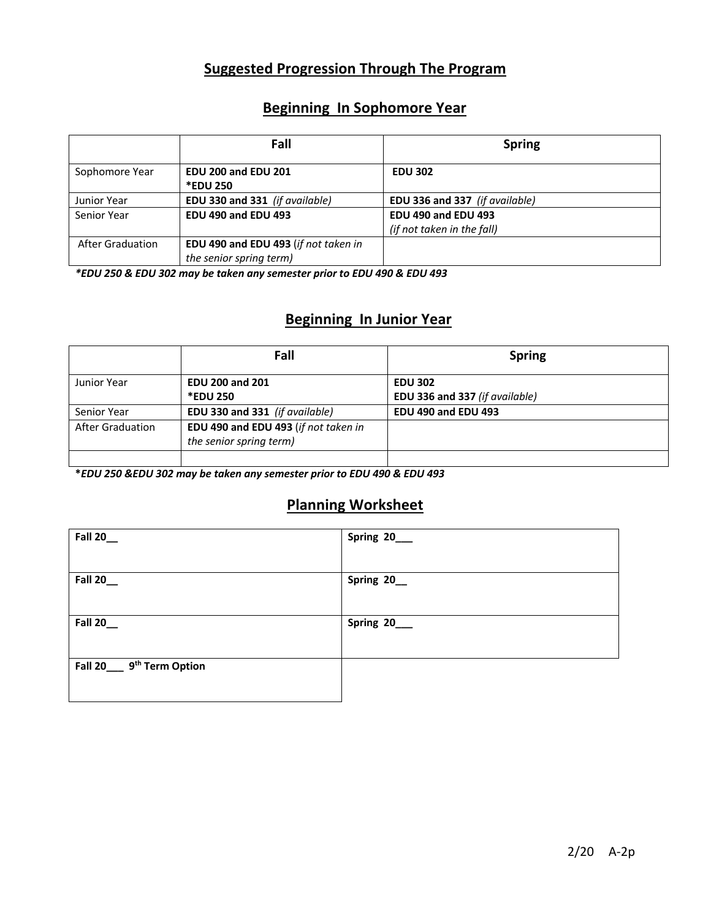## Suggested Progression Through The Program

### Beginning In Sophomore Year

| | Fall | Spring |
|---|---|---|
| Sophomore Year | **EDU 200 and EDU 201**<br>***EDU 250** | **EDU 302** |
| Junior Year | **EDU 330 and 331** *(if available)* | **EDU 336 and 337** *(if available)* |
| Senior Year | **EDU 490 and EDU 493** | **EDU 490 and EDU 493**<br>*(if not taken in the fall)* |
| After Graduation | **EDU 490 and EDU 493** (*if not taken in the senior spring term)* | |

***EDU 250 & EDU 302 may be taken any semester prior to EDU 490 & EDU 493***

### Beginning In Junior Year

| | Fall | Spring |
|---|---|---|
| Junior Year | **EDU 200 and 201**<br>***EDU 250** | **EDU 302**<br>**EDU 336 and 337** *(if available)* |
| Senior Year | **EDU 330 and 331** *(if available)* | **EDU 490 and EDU 493** |
| After Graduation | **EDU 490 and EDU 493** (*if not taken in the senior spring term)* | |
| | | |

***EDU 250 &EDU 302 may be taken any semester prior to EDU 490 & EDU 493***

### Planning Worksheet

| | |
|---|---|
| **Fall 20__** | **Spring 20___** |
| **Fall 20__** | **Spring 20__** |
| **Fall 20__** | **Spring 20___** |
| **Fall 20___ 9th Term Option** | |

2/20 A-2p